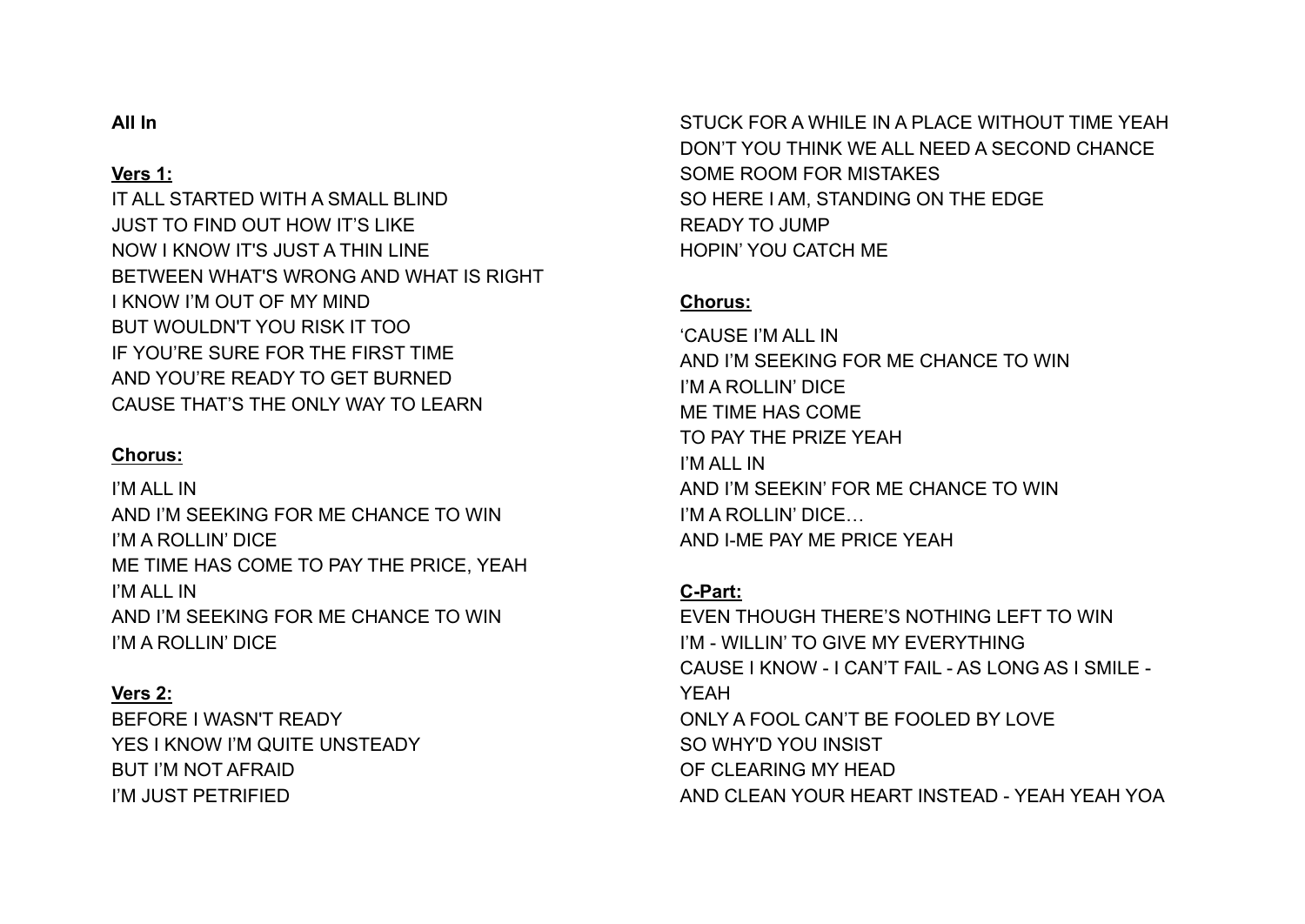**All In**

**Vers 1:**

IT ALL STARTED WITH A SMALL BLIND
JUST TO FIND OUT HOW IT'S LIKE
NOW I KNOW IT'S JUST A THIN LINE
BETWEEN WHAT'S WRONG AND WHAT IS RIGHT
I KNOW I'M OUT OF MY MIND
BUT WOULDN'T YOU RISK IT TOO
IF YOU'RE SURE FOR THE FIRST TIME
AND YOU'RE READY TO GET BURNED
CAUSE THAT'S THE ONLY WAY TO LEARN

**Chorus:**

I'M ALL IN
AND I'M SEEKING FOR ME CHANCE TO WIN
I'M A ROLLIN' DICE
ME TIME HAS COME TO PAY THE PRICE, YEAH
I'M ALL IN
AND I'M SEEKING FOR ME CHANCE TO WIN
I'M A ROLLIN' DICE

**Vers 2:**

BEFORE I WASN'T READY
YES I KNOW I'M QUITE UNSTEADY
BUT I'M NOT AFRAID
I'M JUST PETRIFIED
STUCK FOR A WHILE IN A PLACE WITHOUT TIME YEAH
DON'T YOU THINK WE ALL NEED A SECOND CHANCE
SOME ROOM FOR MISTAKES
SO HERE I AM, STANDING ON THE EDGE
READY TO JUMP
HOPIN' YOU CATCH ME

**Chorus:**

'CAUSE I'M ALL IN
AND I'M SEEKING FOR ME CHANCE TO WIN
I'M A ROLLIN' DICE
ME TIME HAS COME
TO PAY THE PRIZE YEAH
I'M ALL IN
AND I'M SEEKIN' FOR ME CHANCE TO WIN
I'M A ROLLIN' DICE…
AND I-ME PAY ME PRICE YEAH

**C-Part:**

EVEN THOUGH THERE'S NOTHING LEFT TO WIN
I'M - WILLIN' TO GIVE MY EVERYTHING
CAUSE I KNOW - I CAN'T FAIL - AS LONG AS I SMILE - YEAH
ONLY A FOOL CAN'T BE FOOLED BY LOVE
SO WHY'D YOU INSIST
OF CLEARING MY HEAD
AND CLEAN YOUR HEART INSTEAD - YEAH YEAH YOA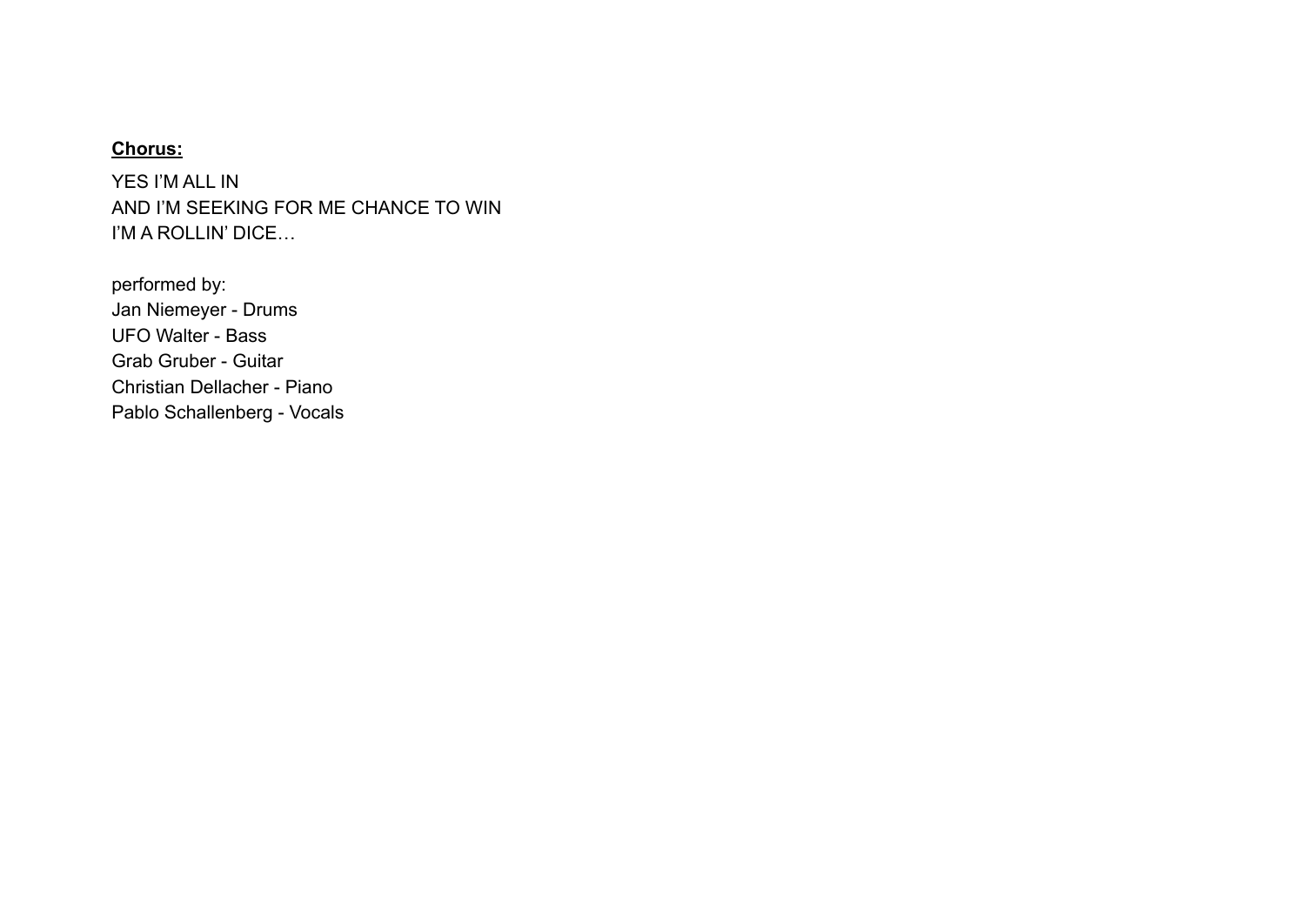**Chorus:**

YES I’M ALL IN
AND I’M SEEKING FOR ME CHANCE TO WIN
I’M A ROLLIN’ DICE…

performed by:
Jan Niemeyer - Drums
UFO Walter - Bass
Grab Gruber - Guitar
Christian Dellacher - Piano
Pablo Schallenberg - Vocals